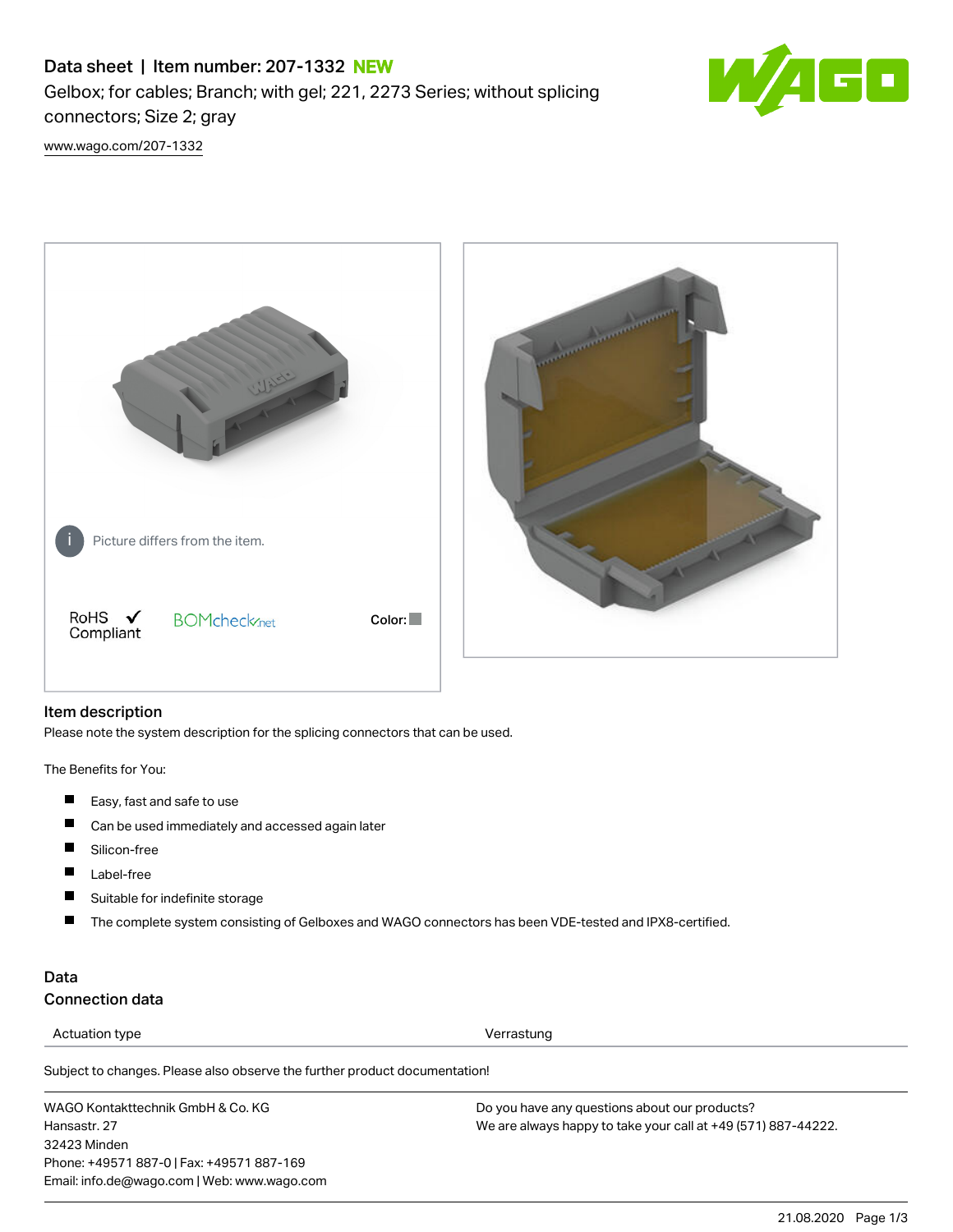# Data sheet | Item number: 207-1332 NEW

Gelbox; for cables; Branch; with gel; 221, 2273 Series; without splicing connectors; Size 2; gray

www.wago.com/207-1332

Picture differs from the item.

RoHS ✓ Compliant

BOMcheck.net

Color:

## Item description

Please note the system description for the splicing connectors that can be used.

The Benefits for You:

- Easy, fast and safe to use
- Can be used immediately and accessed again later
- Silicon-free
- Label-free
- Suitable for indefinite storage
- The complete system consisting of Gelboxes and WAGO connectors has been VDE-tested and IPX8-certified.

## Data

### Connection data

| Actuation type | Verrastung |
|---|---|

Subject to changes. Please also observe the further product documentation!

WAGO Kontakttechnik GmbH & Co. KG
Hansastr. 27
32423 Minden
Phone: +49571 887-0 | Fax: +49571 887-169
Email: info.de@wago.com | Web: www.wago.com

Do you have any questions about our products?
We are always happy to take your call at +49 (571) 887-44222.

21.08.2020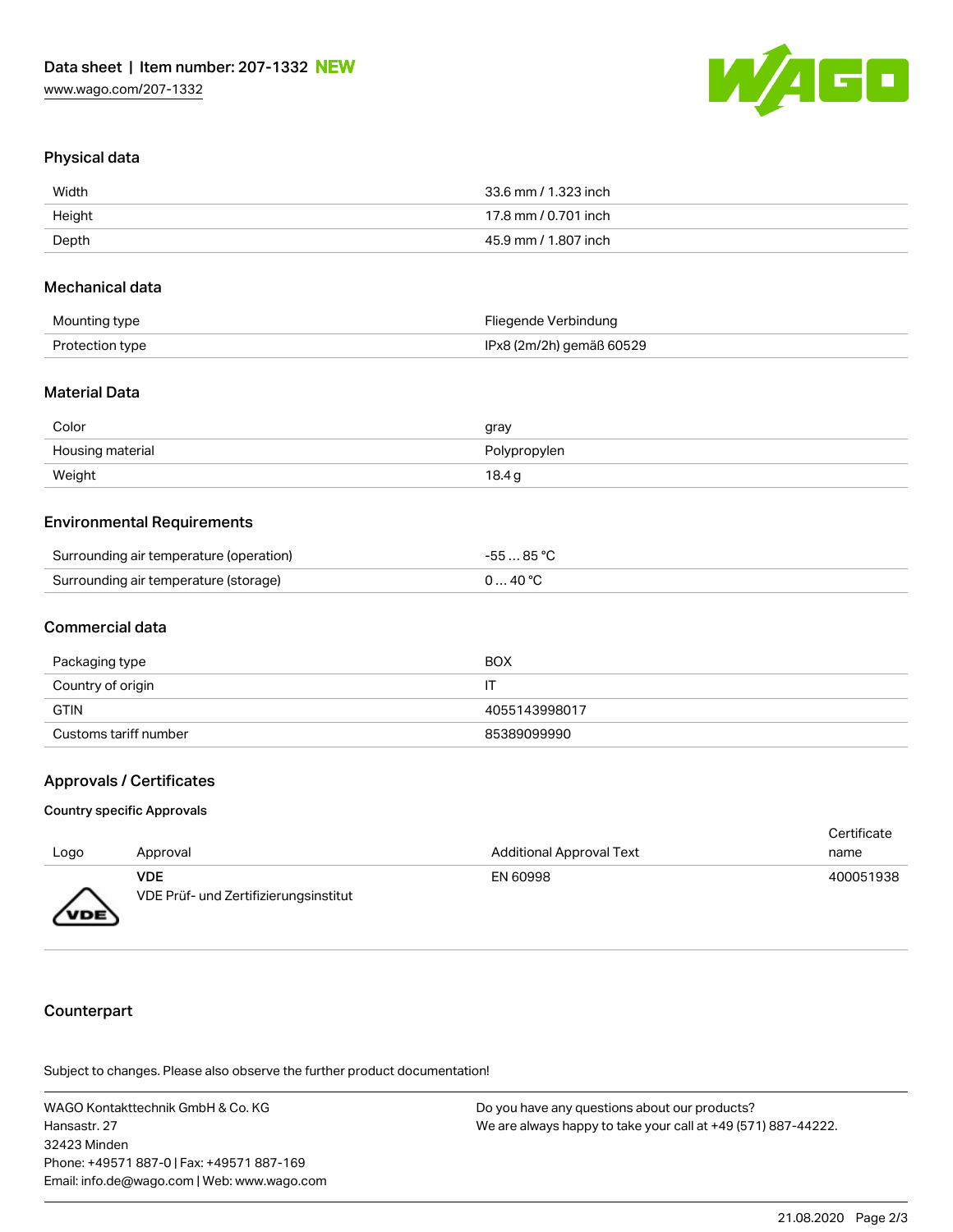## Physical data

| | |
|---|---|
| Width | 33.6 mm / 1.323 inch |
| Height | 17.8 mm / 0.701 inch |
| Depth | 45.9 mm / 1.807 inch |

## Mechanical data

| | |
|---|---|
| Mounting type | Fliegende Verbindung |
| Protection type | IPx8 (2m/2h) gemäß 60529 |

## Material Data

| | |
|---|---|
| Color | gray |
| Housing material | Polypropylen |
| Weight | 18.4 g |

## Environmental Requirements

| | |
|---|---|
| Surrounding air temperature (operation) | -55 … 85 °C |
| Surrounding air temperature (storage) | 0 … 40 °C |

## Commercial data

| | |
|---|---|
| Packaging type | BOX |
| Country of origin | IT |
| GTIN | 4055143998017 |
| Customs tariff number | 85389099990 |

## Approvals / Certificates

### Country specific Approvals

| Logo | Approval | Additional Approval Text | Certificate name |
|---|---|---|---|
| VDE | **VDE** VDE Prüf- und Zertifizierungsinstitut | EN 60998 | 400051938 |

## Counterpart

Subject to changes. Please also observe the further product documentation!

WAGO Kontakttechnik GmbH & Co. KG
Hansastr. 27
32423 Minden
Phone: +49571 887-0 | Fax: +49571 887-169
Email: info.de@wago.com | Web: www.wago.com

Do you have any questions about our products?
We are always happy to take your call at +49 (571) 887-44222.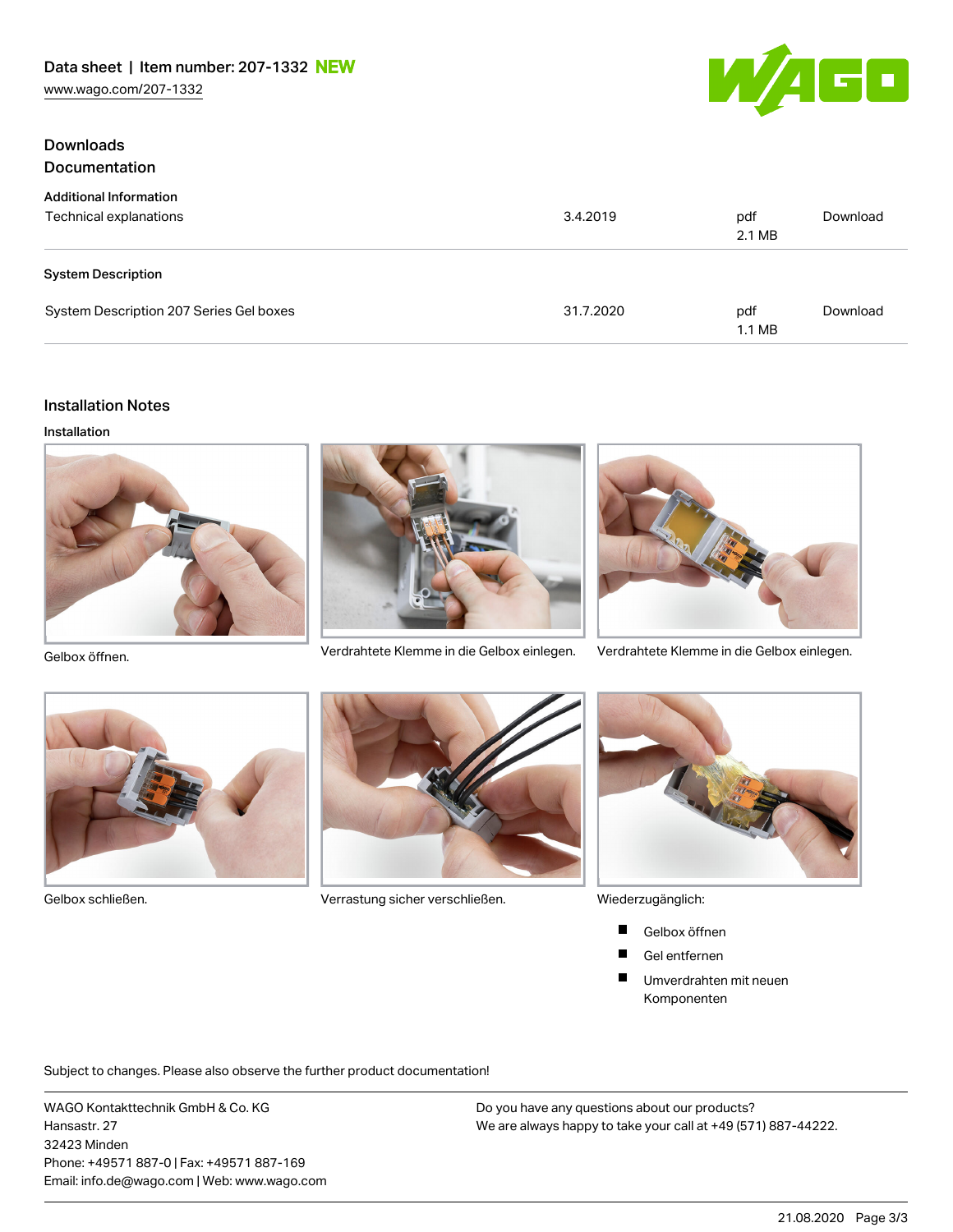## Downloads

## Documentation

### Additional Information

| | | | |
|---|---|---|---|
| Technical explanations | 3.4.2019 | pdf 2.1 MB | Download |

### System Description

| | | | |
|---|---|---|---|
| System Description 207 Series Gel boxes | 31.7.2020 | pdf 1.1 MB | Download |

## Installation Notes

### Installation

Gelbox öffnen.

Verdrahtete Klemme in die Gelbox einlegen.

Verdrahtete Klemme in die Gelbox einlegen.

Gelbox schließen.

Verrastung sicher verschließen.

Wiederzugänglich:

- Gelbox öffnen
- Gel entfernen
- Umverdrahten mit neuen Komponenten

Subject to changes. Please also observe the further product documentation!

WAGO Kontakttechnik GmbH & Co. KG
Hansastr. 27
32423 Minden
Phone: +49571 887-0 | Fax: +49571 887-169
Email: info.de@wago.com | Web: www.wago.com

Do you have any questions about our products?
We are always happy to take your call at +49 (571) 887-44222.